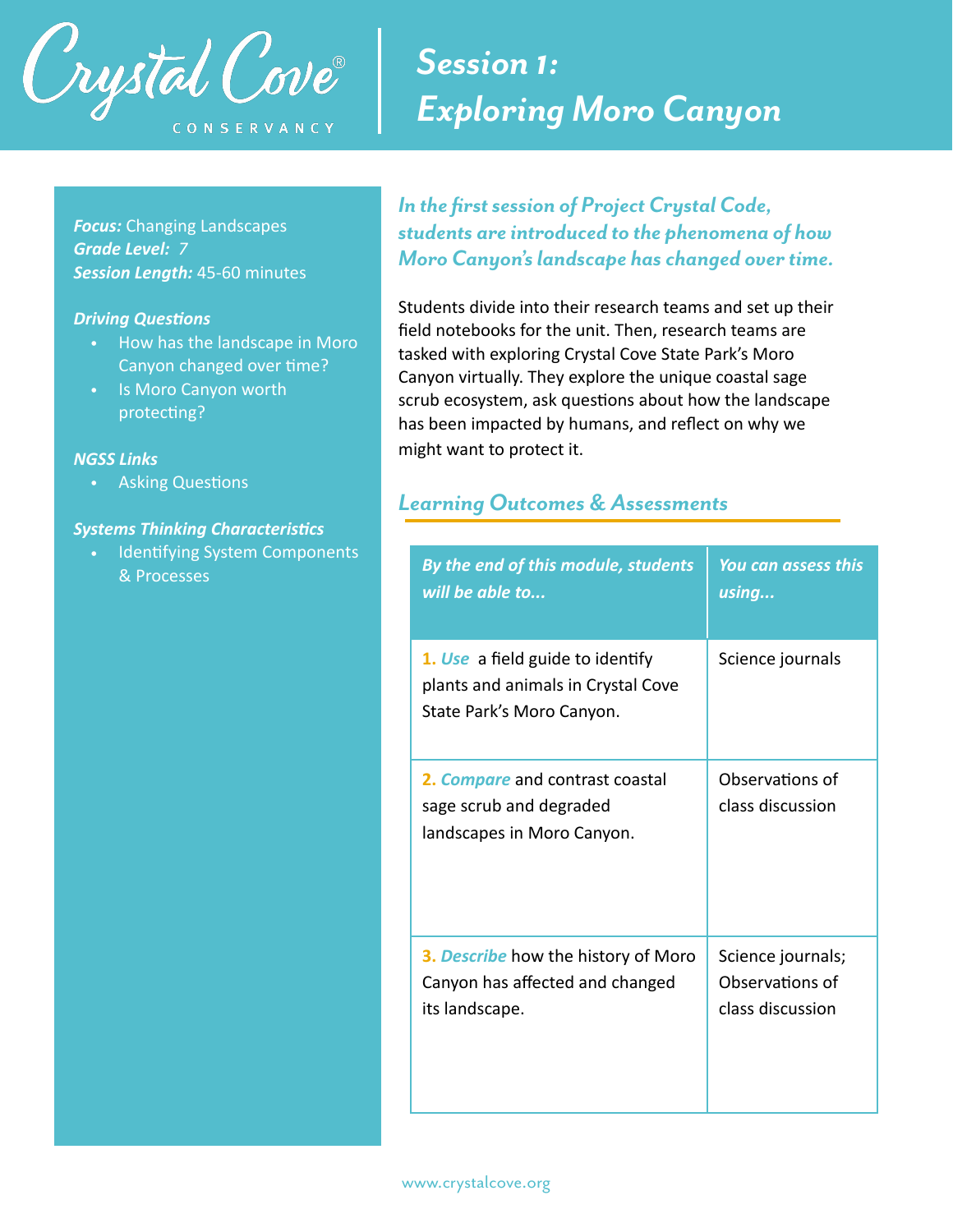Crystal Cove® CONSERVANCY

# Session 1: Exploring Moro Canyon

***Focus:*** Changing Landscapes
***Grade Level:*** *7*
***Session Length:*** 45-60 minutes

***Driving Questions***

- How has the landscape in Moro Canyon changed over time?
- Is Moro Canyon worth protecting?

***NGSS Links***

- Asking Questions

***Systems Thinking Characteristics***

- Identifying System Components & Processes

***In the first session of Project Crystal Code, students are introduced to the phenomena of how Moro Canyon's landscape has changed over time.***

Students divide into their research teams and set up their field notebooks for the unit. Then, research teams are tasked with exploring Crystal Cove State Park's Moro Canyon virtually. They explore the unique coastal sage scrub ecosystem, ask questions about how the landscape has been impacted by humans, and reflect on why we might want to protect it.

## *Learning Outcomes & Assessments*

| ***By the end of this module, students will be able to...*** | ***You can assess this using...*** |
|---|---|
| **1.** ***Use*** a field guide to identify plants and animals in Crystal Cove State Park's Moro Canyon. | Science journals |
| **2.** ***Compare*** and contrast coastal sage scrub and degraded landscapes in Moro Canyon. | Observations of class discussion |
| **3.** ***Describe*** how the history of Moro Canyon has affected and changed its landscape. | Science journals; Observations of class discussion |

www.crystalcove.org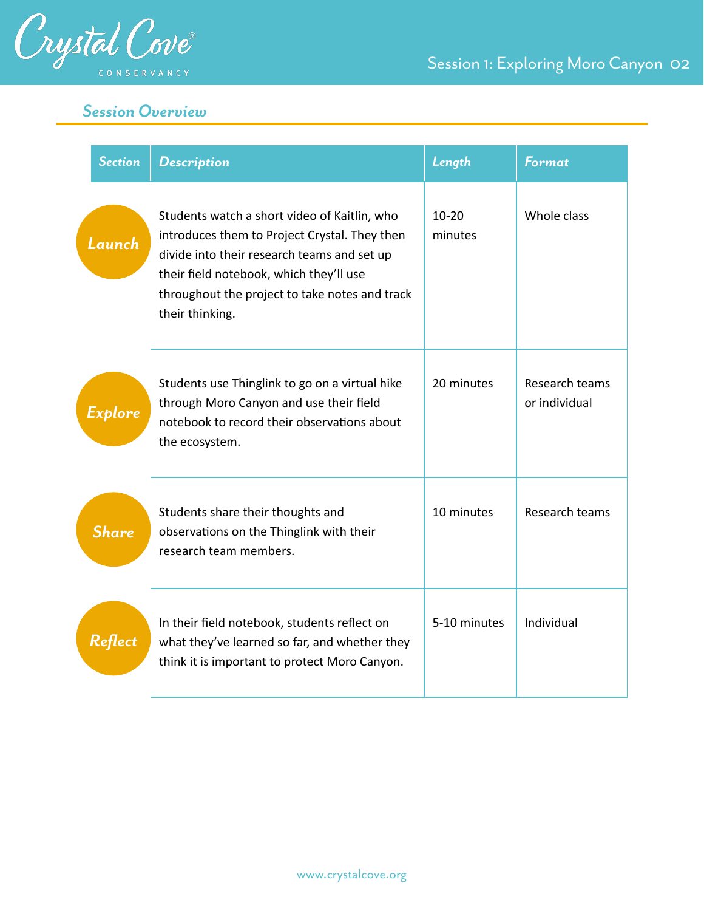## *Session Overview*

| Section | Description | Length | Format |
|---|---|---|---|
| Launch | Students watch a short video of Kaitlin, who introduces them to Project Crystal. They then divide into their research teams and set up their field notebook, which they'll use throughout the project to take notes and track their thinking. | 10-20 minutes | Whole class |
| Explore | Students use Thinglink to go on a virtual hike through Moro Canyon and use their field notebook to record their observations about the ecosystem. | 20 minutes | Research teams or individual |
| Share | Students share their thoughts and observations on the Thinglink with their research team members. | 10 minutes | Research teams |
| Reflect | In their field notebook, students reflect on what they've learned so far, and whether they think it is important to protect Moro Canyon. | 5-10 minutes | Individual |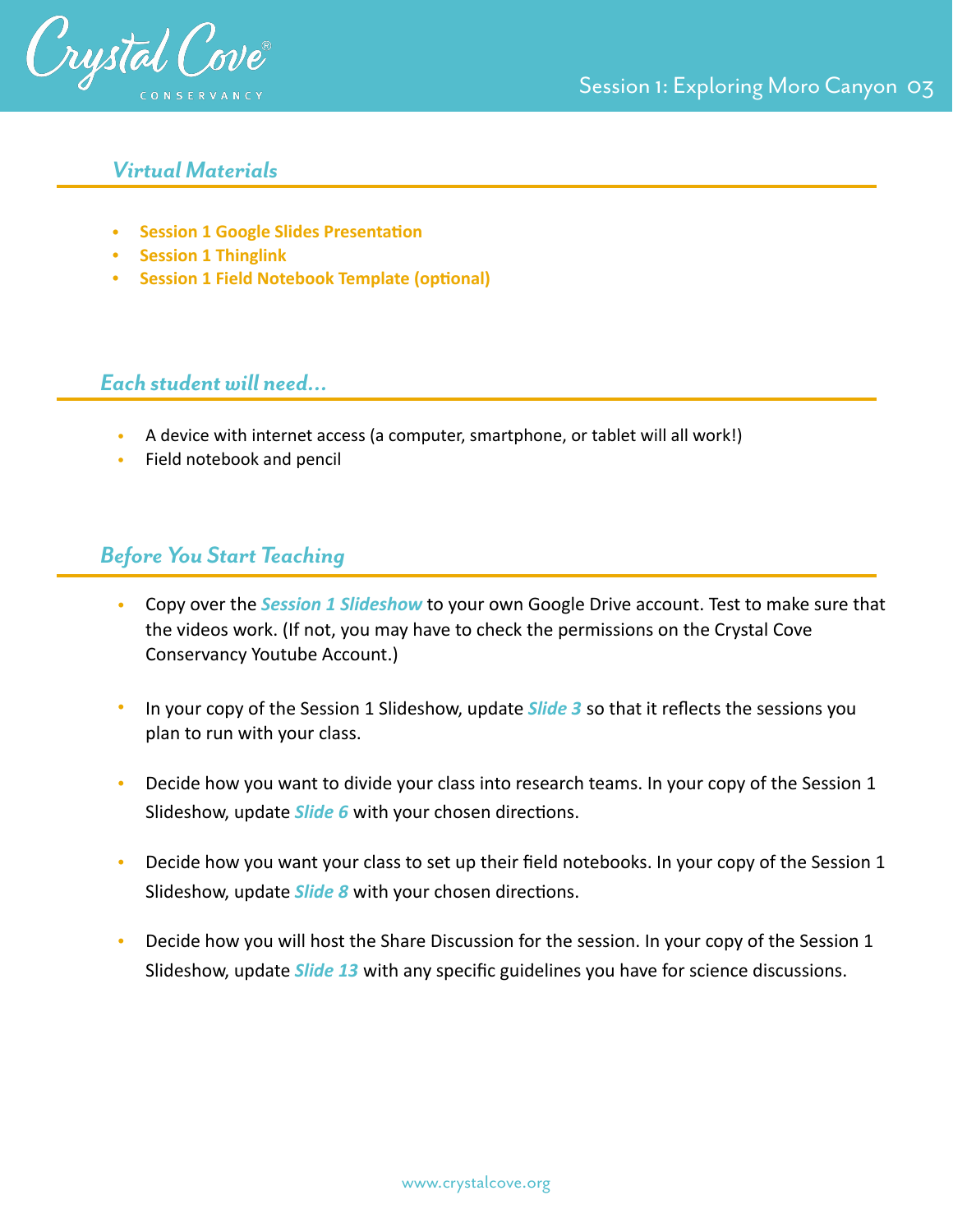## *Virtual Materials*

- **Session 1 Google Slides Presentation**
- **Session 1 Thinglink**
- **Session 1 Field Notebook Template (optional)**

## *Each student will need...*

- A device with internet access (a computer, smartphone, or tablet will all work!)
- Field notebook and pencil

## *Before You Start Teaching*

- Copy over the ***Session 1 Slideshow*** to your own Google Drive account. Test to make sure that the videos work. (If not, you may have to check the permissions on the Crystal Cove Conservancy Youtube Account.)

- In your copy of the Session 1 Slideshow, update ***Slide 3*** so that it reflects the sessions you plan to run with your class.

- Decide how you want to divide your class into research teams. In your copy of the Session 1 Slideshow, update ***Slide 6*** with your chosen directions.

- Decide how you want your class to set up their field notebooks. In your copy of the Session 1 Slideshow, update ***Slide 8*** with your chosen directions.

- Decide how you will host the Share Discussion for the session. In your copy of the Session 1 Slideshow, update ***Slide 13*** with any specific guidelines you have for science discussions.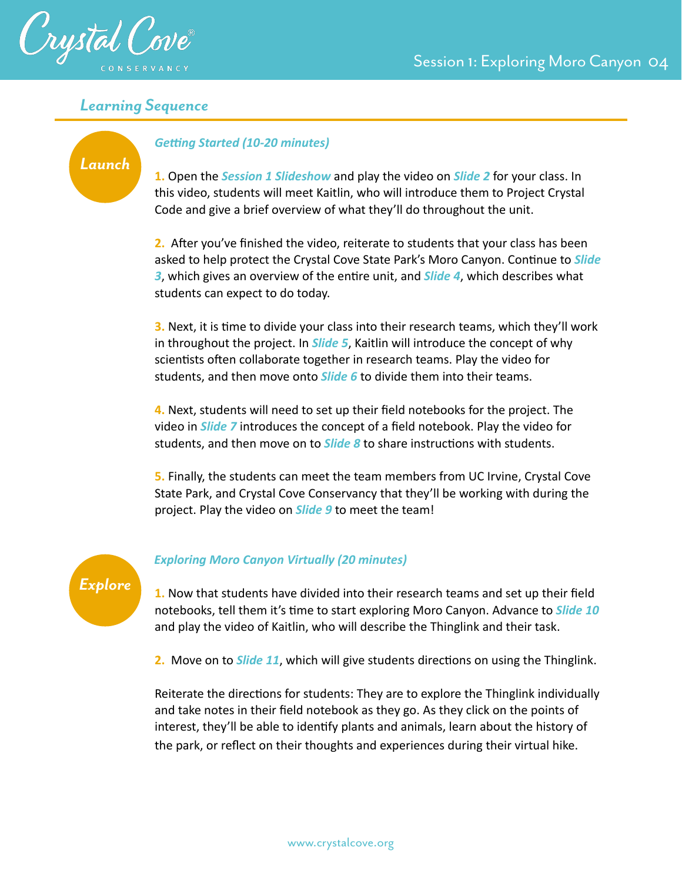## Learning Sequence

### Launch

***Getting Started (10-20 minutes)***

**1.** Open the ***Session 1 Slideshow*** and play the video on ***Slide 2*** for your class. In this video, students will meet Kaitlin, who will introduce them to Project Crystal Code and give a brief overview of what they'll do throughout the unit.

**2.** After you've finished the video, reiterate to students that your class has been asked to help protect the Crystal Cove State Park's Moro Canyon. Continue to ***Slide 3***, which gives an overview of the entire unit, and ***Slide 4***, which describes what students can expect to do today.

**3.** Next, it is time to divide your class into their research teams, which they'll work in throughout the project. In ***Slide 5***, Kaitlin will introduce the concept of why scientists often collaborate together in research teams. Play the video for students, and then move onto ***Slide 6*** to divide them into their teams.

**4.** Next, students will need to set up their field notebooks for the project. The video in ***Slide 7*** introduces the concept of a field notebook. Play the video for students, and then move on to ***Slide 8*** to share instructions with students.

**5.** Finally, the students can meet the team members from UC Irvine, Crystal Cove State Park, and Crystal Cove Conservancy that they'll be working with during the project. Play the video on ***Slide 9*** to meet the team!

### Explore

***Exploring Moro Canyon Virtually (20 minutes)***

**1.** Now that students have divided into their research teams and set up their field notebooks, tell them it's time to start exploring Moro Canyon. Advance to ***Slide 10*** and play the video of Kaitlin, who will describe the Thinglink and their task.

**2.** Move on to ***Slide 11***, which will give students directions on using the Thinglink.

Reiterate the directions for students: They are to explore the Thinglink individually and take notes in their field notebook as they go. As they click on the points of interest, they'll be able to identify plants and animals, learn about the history of the park, or reflect on their thoughts and experiences during their virtual hike.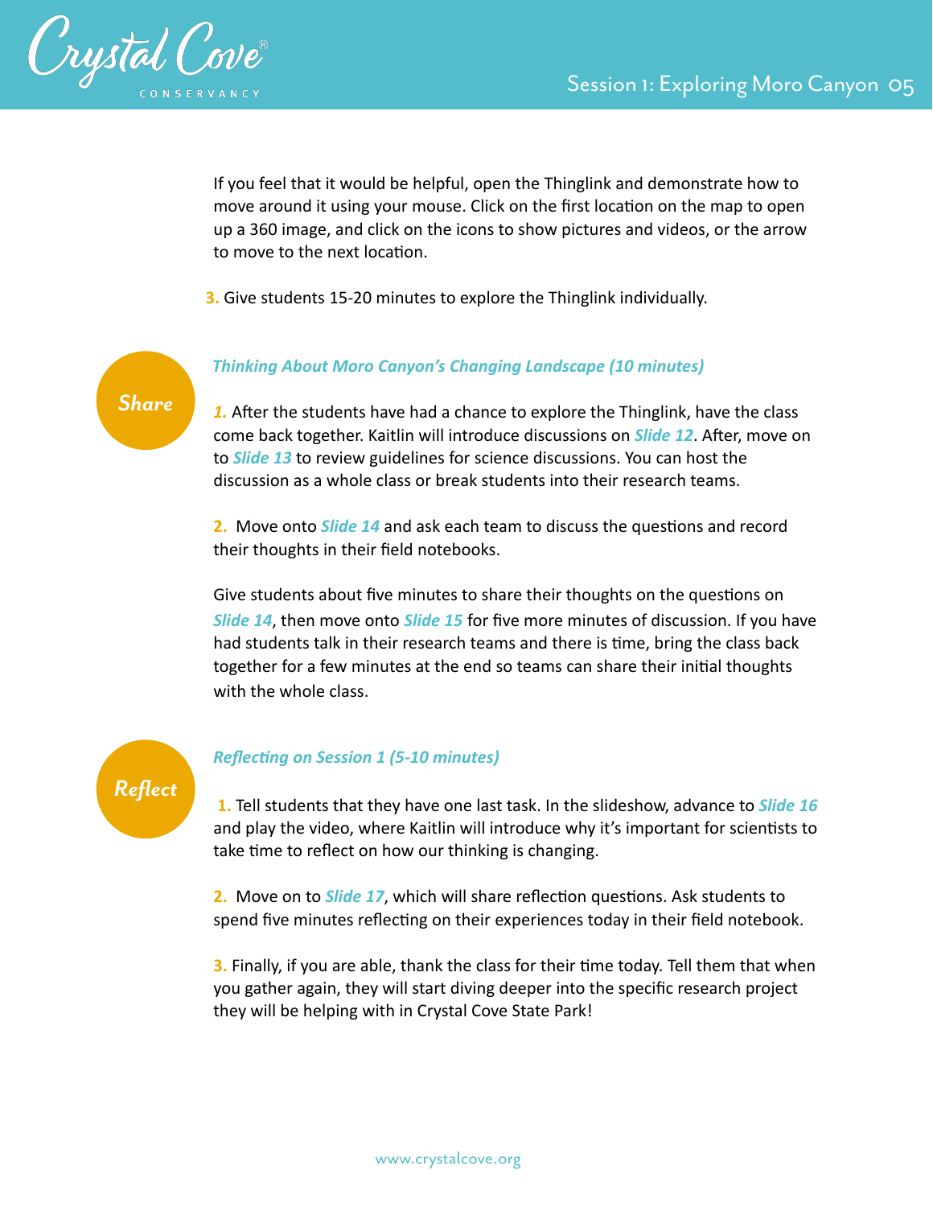If you feel that it would be helpful, open the Thinglink and demonstrate how to move around it using your mouse. Click on the first location on the map to open up a 360 image, and click on the icons to show pictures and videos, or the arrow to move to the next location.

**3.** Give students 15-20 minutes to explore the Thinglink individually.

## Share

### *Thinking About Moro Canyon's Changing Landscape (10 minutes)*

*1.* After the students have had a chance to explore the Thinglink, have the class come back together. Kaitlin will introduce discussions on ***Slide 12***. After, move on to ***Slide 13*** to review guidelines for science discussions. You can host the discussion as a whole class or break students into their research teams.

**2.** Move onto ***Slide 14*** and ask each team to discuss the questions and record their thoughts in their field notebooks.

Give students about five minutes to share their thoughts on the questions on ***Slide 14***, then move onto ***Slide 15*** for five more minutes of discussion. If you have had students talk in their research teams and there is time, bring the class back together for a few minutes at the end so teams can share their initial thoughts with the whole class.

## Reflect

### *Reflecting on Session 1 (5-10 minutes)*

**1.** Tell students that they have one last task. In the slideshow, advance to ***Slide 16*** and play the video, where Kaitlin will introduce why it's important for scientists to take time to reflect on how our thinking is changing.

**2.** Move on to ***Slide 17***, which will share reflection questions. Ask students to spend five minutes reflecting on their experiences today in their field notebook.

**3.** Finally, if you are able, thank the class for their time today. Tell them that when you gather again, they will start diving deeper into the specific research project they will be helping with in Crystal Cove State Park!